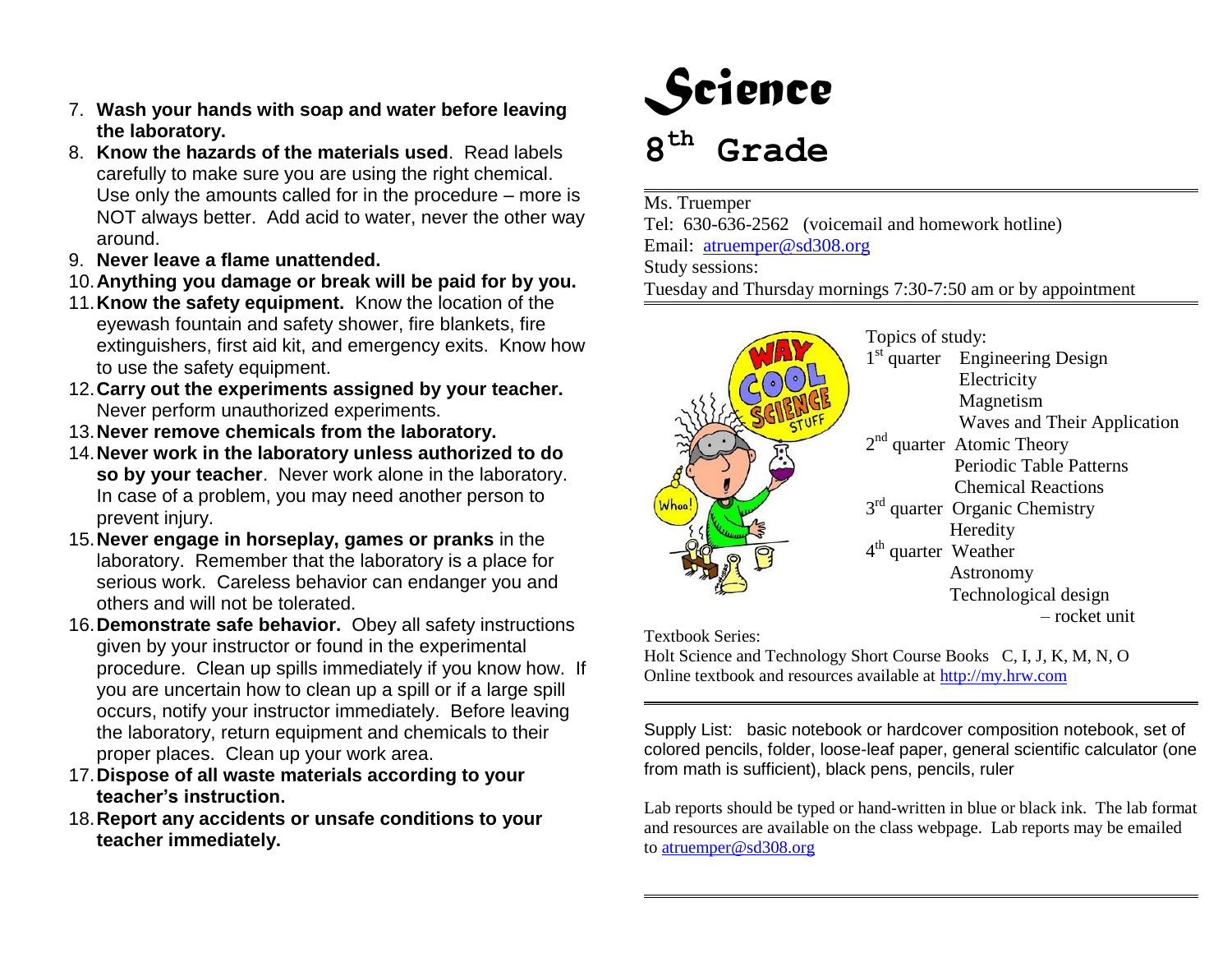7. **Wash your hands with soap and water before leaving the laboratory.**
8. **Know the hazards of the materials used**. Read labels carefully to make sure you are using the right chemical. Use only the amounts called for in the procedure – more is NOT always better. Add acid to water, never the other way around.
9. **Never leave a flame unattended.**
10. **Anything you damage or break will be paid for by you.**
11. **Know the safety equipment.** Know the location of the eyewash fountain and safety shower, fire blankets, fire extinguishers, first aid kit, and emergency exits. Know how to use the safety equipment.
12. **Carry out the experiments assigned by your teacher.** Never perform unauthorized experiments.
13. **Never remove chemicals from the laboratory.**
14. **Never work in the laboratory unless authorized to do so by your teacher**. Never work alone in the laboratory. In case of a problem, you may need another person to prevent injury.
15. **Never engage in horseplay, games or pranks** in the laboratory. Remember that the laboratory is a place for serious work. Careless behavior can endanger you and others and will not be tolerated.
16. **Demonstrate safe behavior.** Obey all safety instructions given by your instructor or found in the experimental procedure. Clean up spills immediately if you know how. If you are uncertain how to clean up a spill or if a large spill occurs, notify your instructor immediately. Before leaving the laboratory, return equipment and chemicals to their proper places. Clean up your work area.
17. **Dispose of all waste materials according to your teacher's instruction.**
18. **Report any accidents or unsafe conditions to your teacher immediately.**

# Science

# 8th Grade

Ms. Truemper
Tel: 630-636-2562 (voicemail and homework hotline)
Email: atruemper@sd308.org
Study sessions:
Tuesday and Thursday mornings 7:30-7:50 am or by appointment

Topics of study:

1st quarter
- Engineering Design
- Electricity
- Magnetism
- Waves and Their Application

2nd quarter
- Atomic Theory
- Periodic Table Patterns
- Chemical Reactions

3rd quarter
- Organic Chemistry
- Heredity

4th quarter
- Weather
- Astronomy
- Technological design – rocket unit

Textbook Series:
Holt Science and Technology Short Course Books C, I, J, K, M, N, O
Online textbook and resources available at http://my.hrw.com

Supply List: basic notebook or hardcover composition notebook, set of colored pencils, folder, loose-leaf paper, general scientific calculator (one from math is sufficient), black pens, pencils, ruler

Lab reports should be typed or hand-written in blue or black ink. The lab format and resources are available on the class webpage. Lab reports may be emailed to atruemper@sd308.org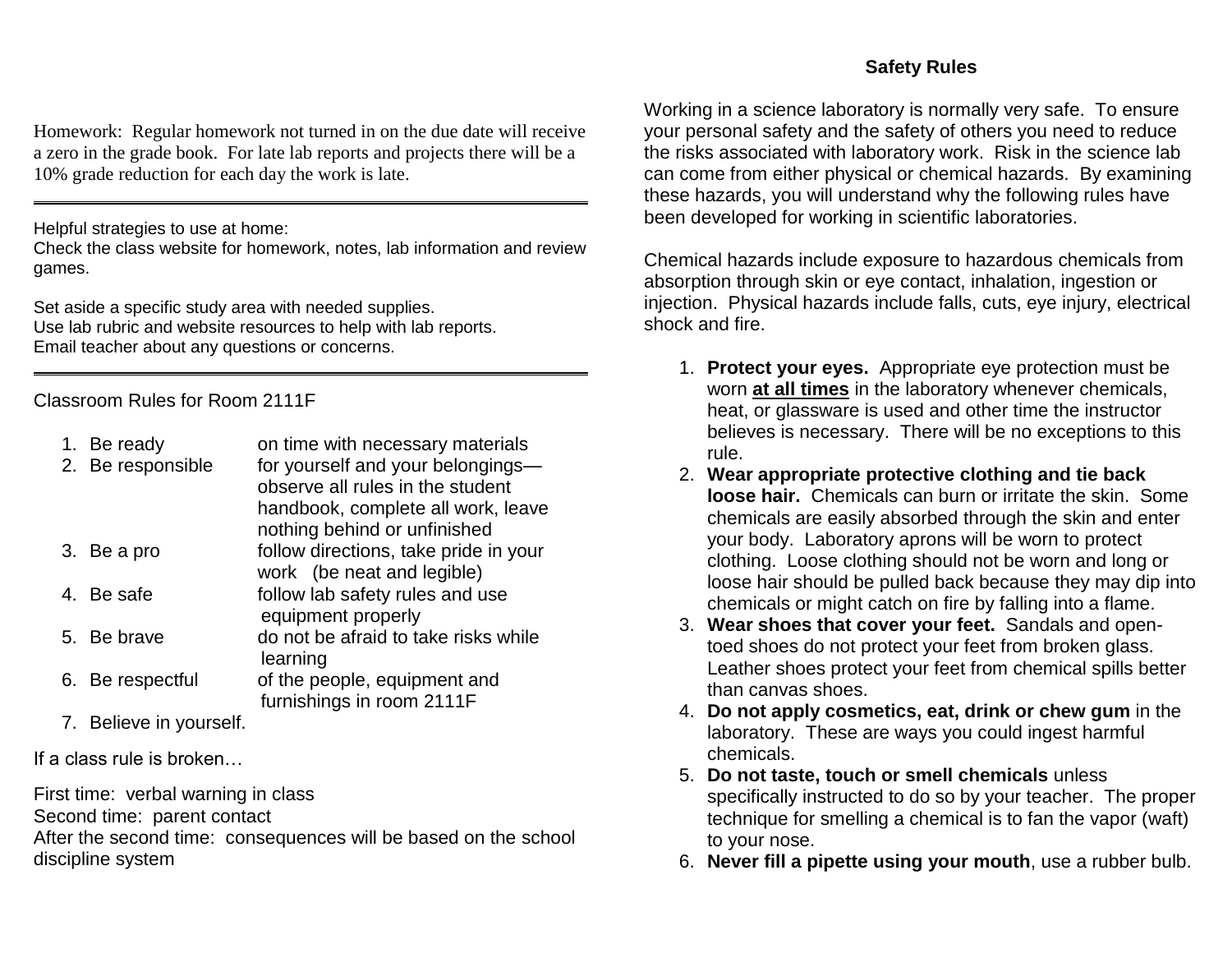Homework: Regular homework not turned in on the due date will receive a zero in the grade book. For late lab reports and projects there will be a 10% grade reduction for each day the work is late.

---

Helpful strategies to use at home:
Check the class website for homework, notes, lab information and review games.

Set aside a specific study area with needed supplies.
Use lab rubric and website resources to help with lab reports.
Email teacher about any questions or concerns.

---

Classroom Rules for Room 2111F

1. Be ready — on time with necessary materials
2. Be responsible — for yourself and your belongings—observe all rules in the student handbook, complete all work, leave nothing behind or unfinished
3. Be a pro — follow directions, take pride in your work (be neat and legible)
4. Be safe — follow lab safety rules and use equipment properly
5. Be brave — do not be afraid to take risks while learning
6. Be respectful — of the people, equipment and furnishings in room 2111F
7. Believe in yourself.

If a class rule is broken…

First time: verbal warning in class
Second time: parent contact
After the second time: consequences will be based on the school discipline system

## Safety Rules

Working in a science laboratory is normally very safe. To ensure your personal safety and the safety of others you need to reduce the risks associated with laboratory work. Risk in the science lab can come from either physical or chemical hazards. By examining these hazards, you will understand why the following rules have been developed for working in scientific laboratories.

Chemical hazards include exposure to hazardous chemicals from absorption through skin or eye contact, inhalation, ingestion or injection. Physical hazards include falls, cuts, eye injury, electrical shock and fire.

1. **Protect your eyes.** Appropriate eye protection must be worn **at all times** in the laboratory whenever chemicals, heat, or glassware is used and other time the instructor believes is necessary. There will be no exceptions to this rule.
2. **Wear appropriate protective clothing and tie back loose hair.** Chemicals can burn or irritate the skin. Some chemicals are easily absorbed through the skin and enter your body. Laboratory aprons will be worn to protect clothing. Loose clothing should not be worn and long or loose hair should be pulled back because they may dip into chemicals or might catch on fire by falling into a flame.
3. **Wear shoes that cover your feet.** Sandals and open-toed shoes do not protect your feet from broken glass. Leather shoes protect your feet from chemical spills better than canvas shoes.
4. **Do not apply cosmetics, eat, drink or chew gum** in the laboratory. These are ways you could ingest harmful chemicals.
5. **Do not taste, touch or smell chemicals** unless specifically instructed to do so by your teacher. The proper technique for smelling a chemical is to fan the vapor (waft) to your nose.
6. **Never fill a pipette using your mouth**, use a rubber bulb.